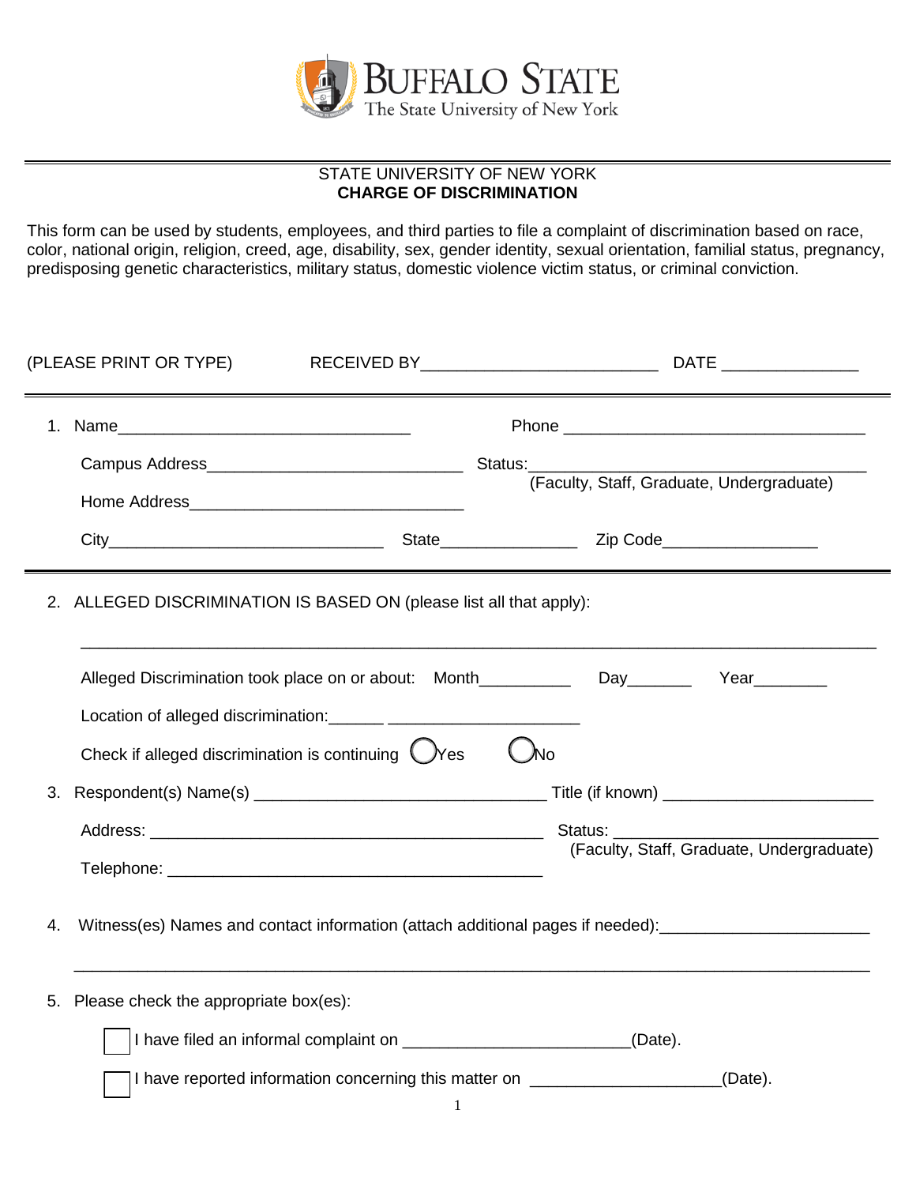BUFFALO STATE
The State University of New York

STATE UNIVERSITY OF NEW YORK
**CHARGE OF DISCRIMINATION**

This form can be used by students, employees, and third parties to file a complaint of discrimination based on race, color, national origin, religion, creed, age, disability, sex, gender identity, sexual orientation, familial status, pregnancy, predisposing genetic characteristics, military status, domestic violence victim status, or criminal conviction.

(PLEASE PRINT OR TYPE) RECEIVED BY_________________________ DATE _______________

1. Name________________________________ Phone _________________________________

   Campus Address____________________________ Status:___________________________________
   (Faculty, Staff, Graduate, Undergraduate)

   Home Address______________________________

   City______________________________ State______________ Zip Code________________

2. ALLEGED DISCRIMINATION IS BASED ON (please list all that apply):

   ________________________________________________________________________________

   Alleged Discrimination took place on or about: Month__________ Day_______ Year________

   Location of alleged discrimination:______ ____________________

   Check if alleged discrimination is continuing ◯ Yes ◯ No

3. Respondent(s) Name(s) _______________________________ Title (if known) ______________________

   Address: ____________________________________________ Status: ____________________________
   (Faculty, Staff, Graduate, Undergraduate)

   Telephone: __________________________________________

4. Witness(es) Names and contact information (attach additional pages if needed):______________________

   ________________________________________________________________________________

5. Please check the appropriate box(es):

   ☐ I have filed an informal complaint on _________________________(Date).

   ☐ I have reported information concerning this matter on ____________________(Date).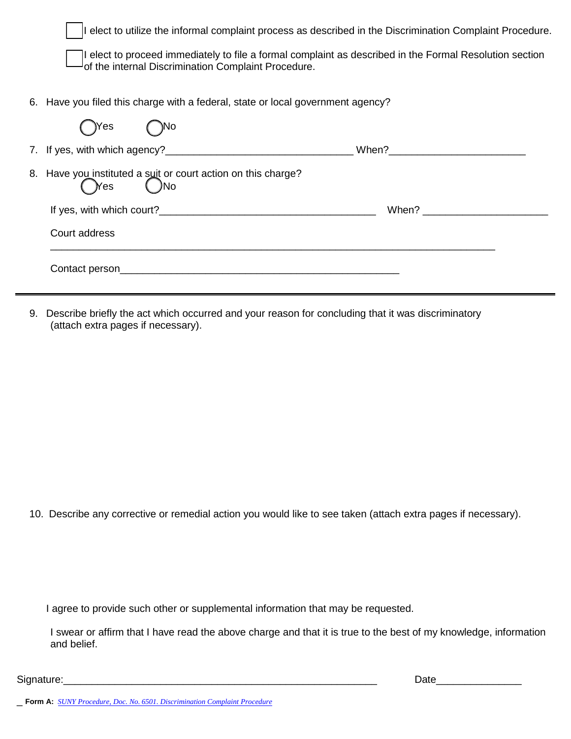☐ I elect to utilize the informal complaint process as described in the Discrimination Complaint Procedure.

☐ I elect to proceed immediately to file a formal complaint as described in the Formal Resolution section of the internal Discrimination Complaint Procedure.

6. Have you filed this charge with a federal, state or local government agency?

   ◯ Yes ◯ No

7. If yes, with which agency?_________________________________ When?_______________________

8. Have you instituted a suit or court action on this charge?

   ◯ Yes ◯ No

   If yes, with which court?______________________________________ When? _____________________

   Court address

   _______________________________________________________________________________

   Contact person_________________________________________________

---

9. Describe briefly the act which occurred and your reason for concluding that it was discriminatory (attach extra pages if necessary).

10. Describe any corrective or remedial action you would like to see taken (attach extra pages if necessary).

I agree to provide such other or supplemental information that may be requested.

I swear or affirm that I have read the above charge and that it is true to the best of my knowledge, information and belief.

Signature:________________________________________________________ Date_______________

_ **Form A:** *SUNY Procedure, Doc. No. 6501. Discrimination Complaint Procedure*